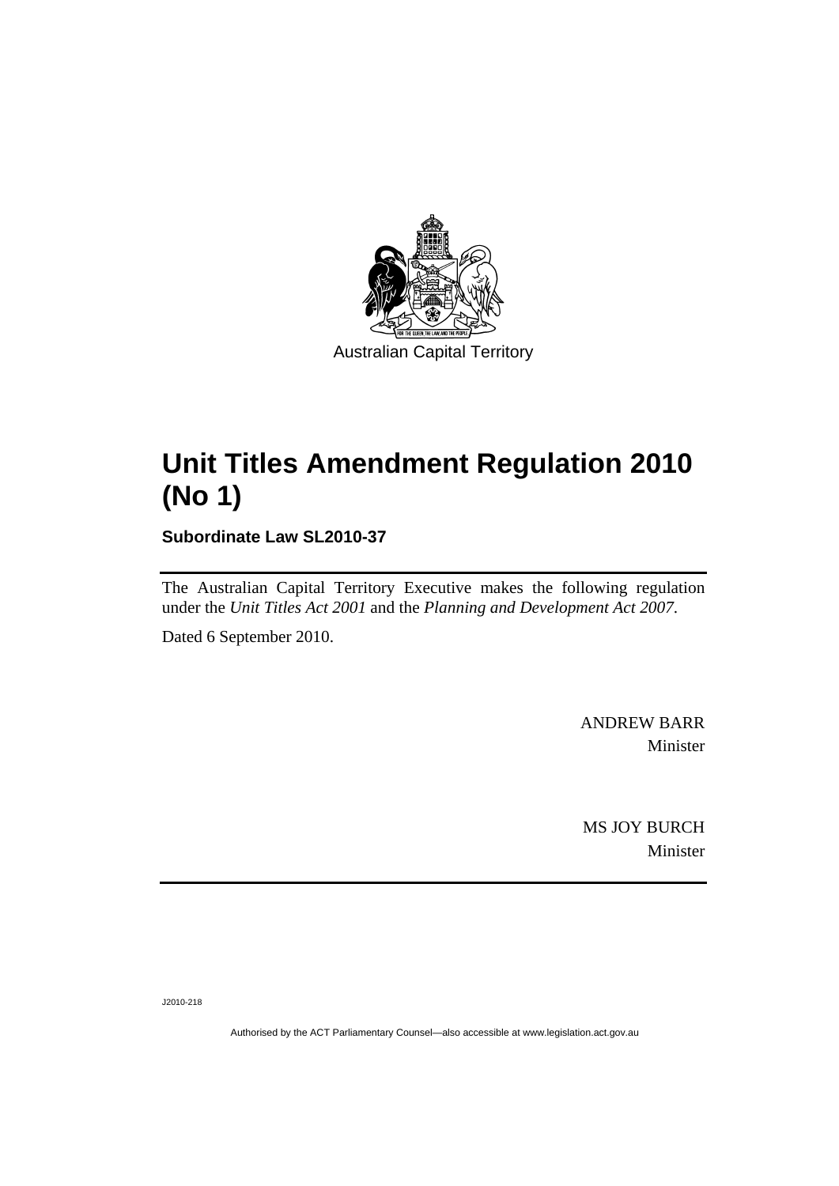Australian Capital Territory

# Unit Titles Amendment Regulation 2010 (No 1)

**Subordinate Law SL2010-37**

The Australian Capital Territory Executive makes the following regulation under the *Unit Titles Act 2001* and the *Planning and Development Act 2007*.

Dated 6 September 2010.

ANDREW BARR
Minister

MS JOY BURCH
Minister

J2010-218

Authorised by the ACT Parliamentary Counsel—also accessible at www.legislation.act.gov.au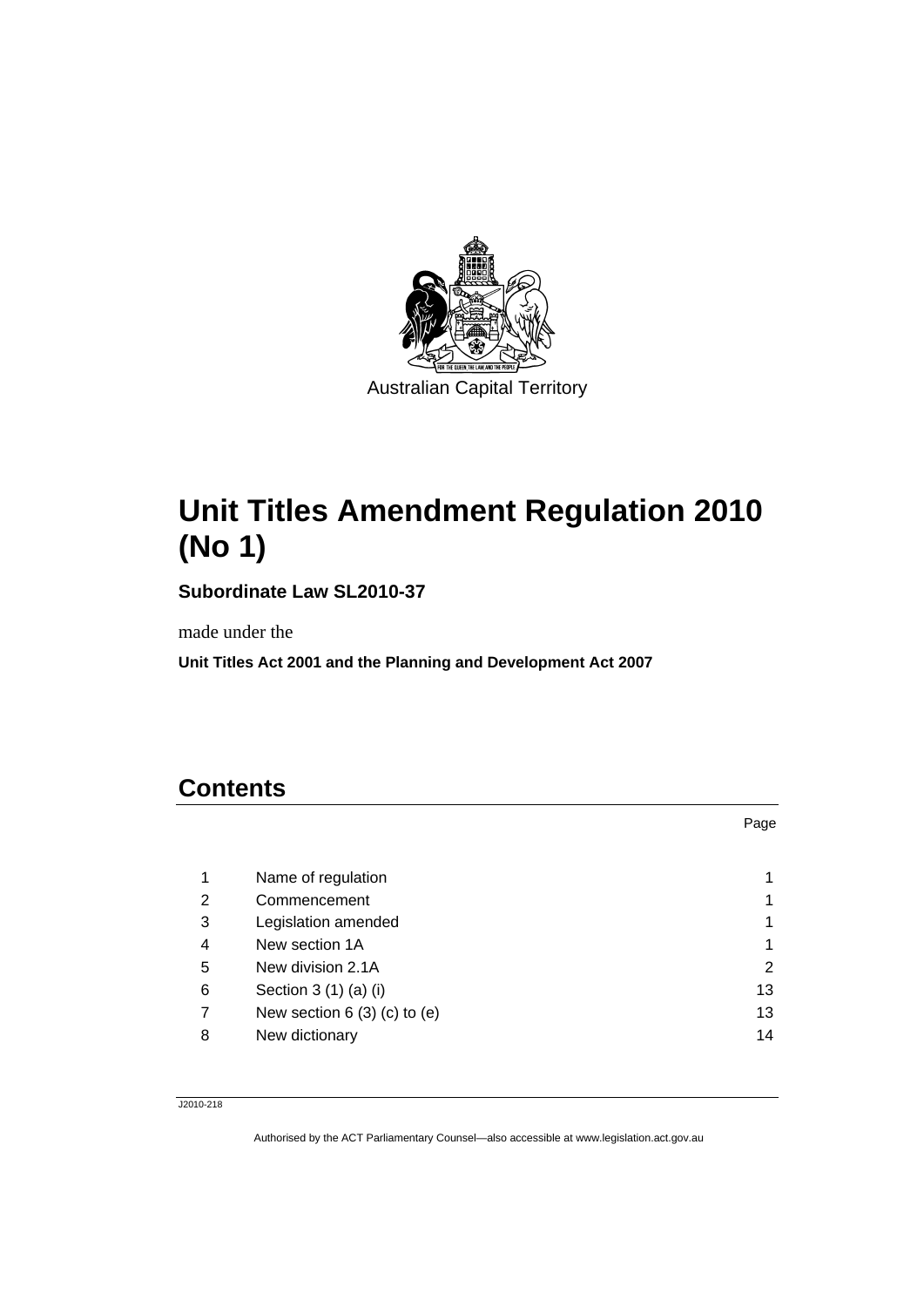Australian Capital Territory

# Unit Titles Amendment Regulation 2010 (No 1)

**Subordinate Law SL2010-37**

made under the

**Unit Titles Act 2001 and the Planning and Development Act 2007**

## Contents

| | | Page |
|---|---|---|
| 1 | Name of regulation | 1 |
| 2 | Commencement | 1 |
| 3 | Legislation amended | 1 |
| 4 | New section 1A | 1 |
| 5 | New division 2.1A | 2 |
| 6 | Section 3 (1) (a) (i) | 13 |
| 7 | New section 6 (3) (c) to (e) | 13 |
| 8 | New dictionary | 14 |

J2010-218

Authorised by the ACT Parliamentary Counsel—also accessible at www.legislation.act.gov.au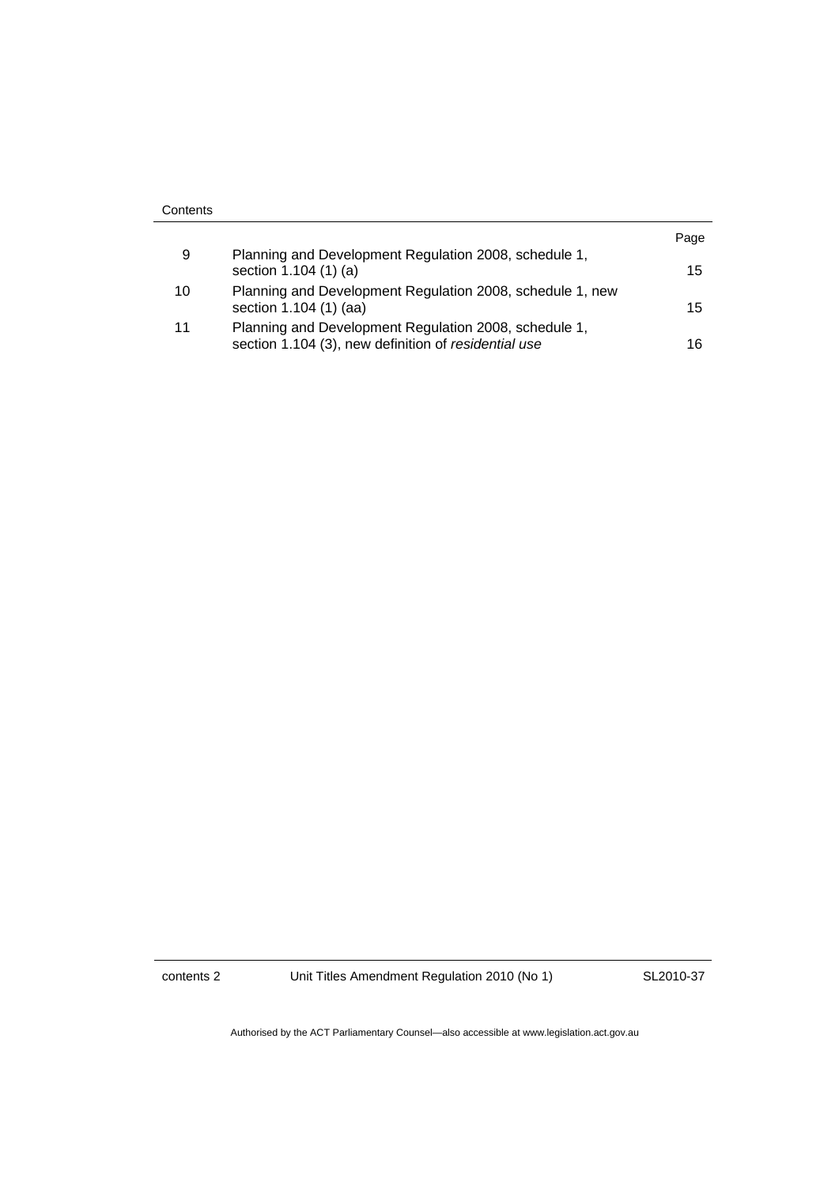| | | Page |
|---|---|---|
| 9 | Planning and Development Regulation 2008, schedule 1, section 1.104 (1) (a) | 15 |
| 10 | Planning and Development Regulation 2008, schedule 1, new section 1.104 (1) (aa) | 15 |
| 11 | Planning and Development Regulation 2008, schedule 1, section 1.104 (3), new definition of *residential use* | 16 |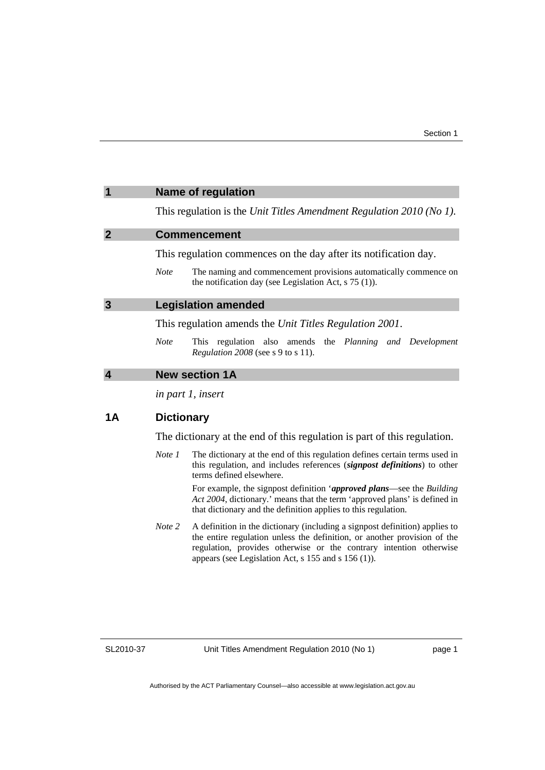## 1 Name of regulation

This regulation is the *Unit Titles Amendment Regulation 2010 (No 1)*.

## 2 Commencement

This regulation commences on the day after its notification day.

*Note* The naming and commencement provisions automatically commence on the notification day (see Legislation Act, s 75 (1)).

## 3 Legislation amended

This regulation amends the *Unit Titles Regulation 2001*.

*Note* This regulation also amends the *Planning and Development Regulation 2008* (see s 9 to s 11).

## 4 New section 1A

*in part 1, insert*

### 1A Dictionary

The dictionary at the end of this regulation is part of this regulation.

*Note 1* The dictionary at the end of this regulation defines certain terms used in this regulation, and includes references (***signpost definitions***) to other terms defined elsewhere.

For example, the signpost definition '***approved plans***—see the *Building Act 2004*, dictionary.' means that the term 'approved plans' is defined in that dictionary and the definition applies to this regulation.

*Note 2* A definition in the dictionary (including a signpost definition) applies to the entire regulation unless the definition, or another provision of the regulation, provides otherwise or the contrary intention otherwise appears (see Legislation Act, s 155 and s 156 (1)).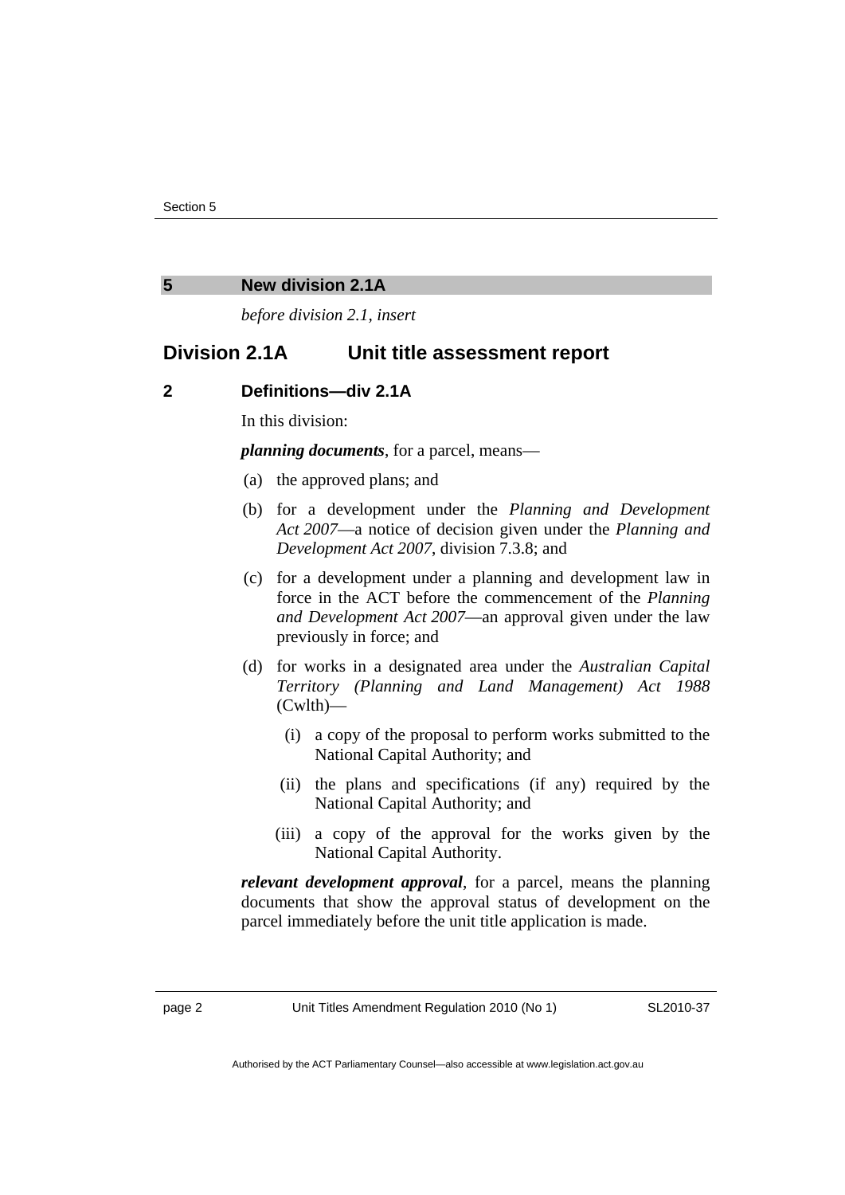## 5 New division 2.1A

*before division 2.1, insert*

## Division 2.1A Unit title assessment report

### 2 Definitions—div 2.1A

In this division:

***planning documents***, for a parcel, means—

(a) the approved plans; and

(b) for a development under the *Planning and Development Act 2007*—a notice of decision given under the *Planning and Development Act 2007*, division 7.3.8; and

(c) for a development under a planning and development law in force in the ACT before the commencement of the *Planning and Development Act 2007*—an approval given under the law previously in force; and

(d) for works in a designated area under the *Australian Capital Territory (Planning and Land Management) Act 1988* (Cwlth)—

(i) a copy of the proposal to perform works submitted to the National Capital Authority; and

(ii) the plans and specifications (if any) required by the National Capital Authority; and

(iii) a copy of the approval for the works given by the National Capital Authority.

***relevant development approval***, for a parcel, means the planning documents that show the approval status of development on the parcel immediately before the unit title application is made.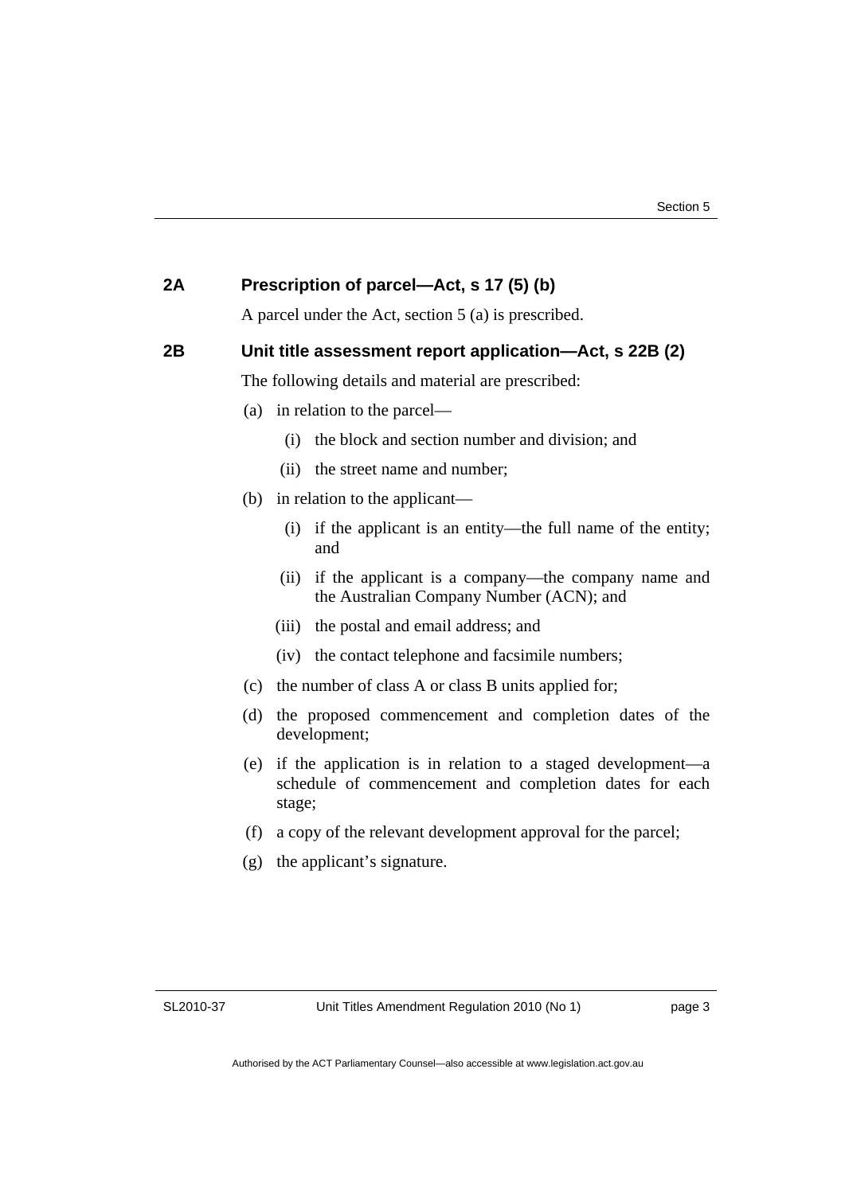## 2A Prescription of parcel—Act, s 17 (5) (b)

A parcel under the Act, section 5 (a) is prescribed.

## 2B Unit title assessment report application—Act, s 22B (2)

The following details and material are prescribed:

(a) in relation to the parcel—

  (i) the block and section number and division; and

  (ii) the street name and number;

(b) in relation to the applicant—

  (i) if the applicant is an entity—the full name of the entity; and

  (ii) if the applicant is a company—the company name and the Australian Company Number (ACN); and

  (iii) the postal and email address; and

  (iv) the contact telephone and facsimile numbers;

(c) the number of class A or class B units applied for;

(d) the proposed commencement and completion dates of the development;

(e) if the application is in relation to a staged development—a schedule of commencement and completion dates for each stage;

(f) a copy of the relevant development approval for the parcel;

(g) the applicant's signature.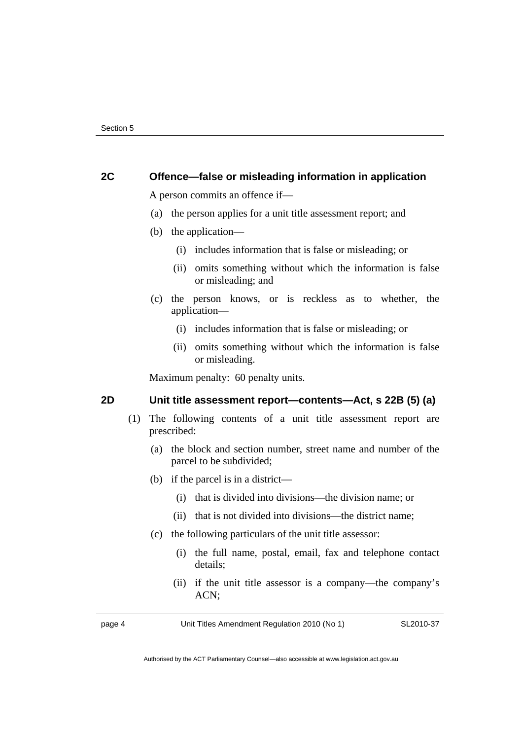### 2C Offence—false or misleading information in application

A person commits an offence if—

(a) the person applies for a unit title assessment report; and

(b) the application—

(i) includes information that is false or misleading; or

(ii) omits something without which the information is false or misleading; and

(c) the person knows, or is reckless as to whether, the application—

(i) includes information that is false or misleading; or

(ii) omits something without which the information is false or misleading.

Maximum penalty: 60 penalty units.

### 2D Unit title assessment report—contents—Act, s 22B (5) (a)

(1) The following contents of a unit title assessment report are prescribed:

(a) the block and section number, street name and number of the parcel to be subdivided;

(b) if the parcel is in a district—

(i) that is divided into divisions—the division name; or

(ii) that is not divided into divisions—the district name;

(c) the following particulars of the unit title assessor:

(i) the full name, postal, email, fax and telephone contact details;

(ii) if the unit title assessor is a company—the company's ACN;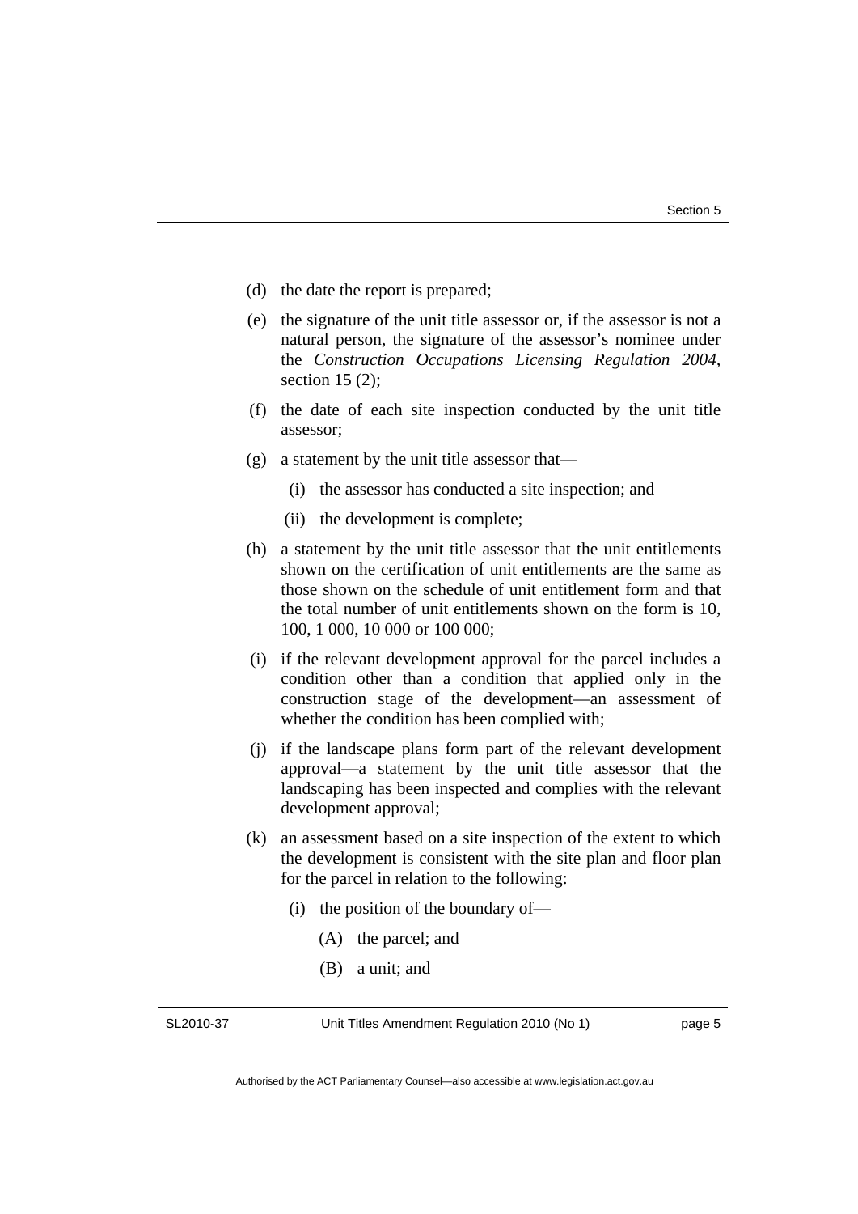(d) the date the report is prepared;

(e) the signature of the unit title assessor or, if the assessor is not a natural person, the signature of the assessor's nominee under the *Construction Occupations Licensing Regulation 2004*, section 15 (2);

(f) the date of each site inspection conducted by the unit title assessor;

(g) a statement by the unit title assessor that—

   (i) the assessor has conducted a site inspection; and

   (ii) the development is complete;

(h) a statement by the unit title assessor that the unit entitlements shown on the certification of unit entitlements are the same as those shown on the schedule of unit entitlement form and that the total number of unit entitlements shown on the form is 10, 100, 1 000, 10 000 or 100 000;

(i) if the relevant development approval for the parcel includes a condition other than a condition that applied only in the construction stage of the development—an assessment of whether the condition has been complied with;

(j) if the landscape plans form part of the relevant development approval—a statement by the unit title assessor that the landscaping has been inspected and complies with the relevant development approval;

(k) an assessment based on a site inspection of the extent to which the development is consistent with the site plan and floor plan for the parcel in relation to the following:

   (i) the position of the boundary of—

      (A) the parcel; and

      (B) a unit; and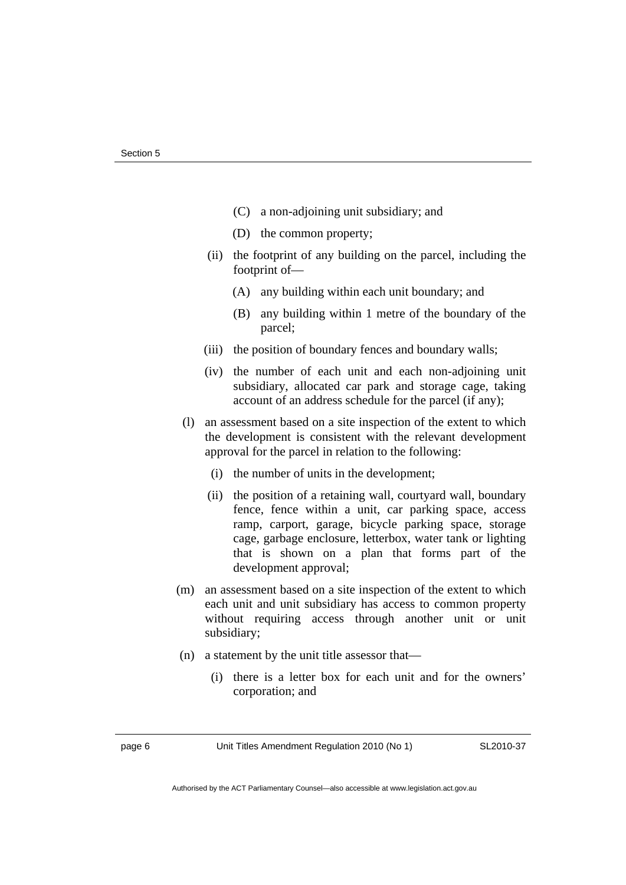(C) a non-adjoining unit subsidiary; and

(D) the common property;

(ii) the footprint of any building on the parcel, including the footprint of—

(A) any building within each unit boundary; and

(B) any building within 1 metre of the boundary of the parcel;

(iii) the position of boundary fences and boundary walls;

(iv) the number of each unit and each non-adjoining unit subsidiary, allocated car park and storage cage, taking account of an address schedule for the parcel (if any);

(l) an assessment based on a site inspection of the extent to which the development is consistent with the relevant development approval for the parcel in relation to the following:

(i) the number of units in the development;

(ii) the position of a retaining wall, courtyard wall, boundary fence, fence within a unit, car parking space, access ramp, carport, garage, bicycle parking space, storage cage, garbage enclosure, letterbox, water tank or lighting that is shown on a plan that forms part of the development approval;

(m) an assessment based on a site inspection of the extent to which each unit and unit subsidiary has access to common property without requiring access through another unit or unit subsidiary;

(n) a statement by the unit title assessor that—

(i) there is a letter box for each unit and for the owners' corporation; and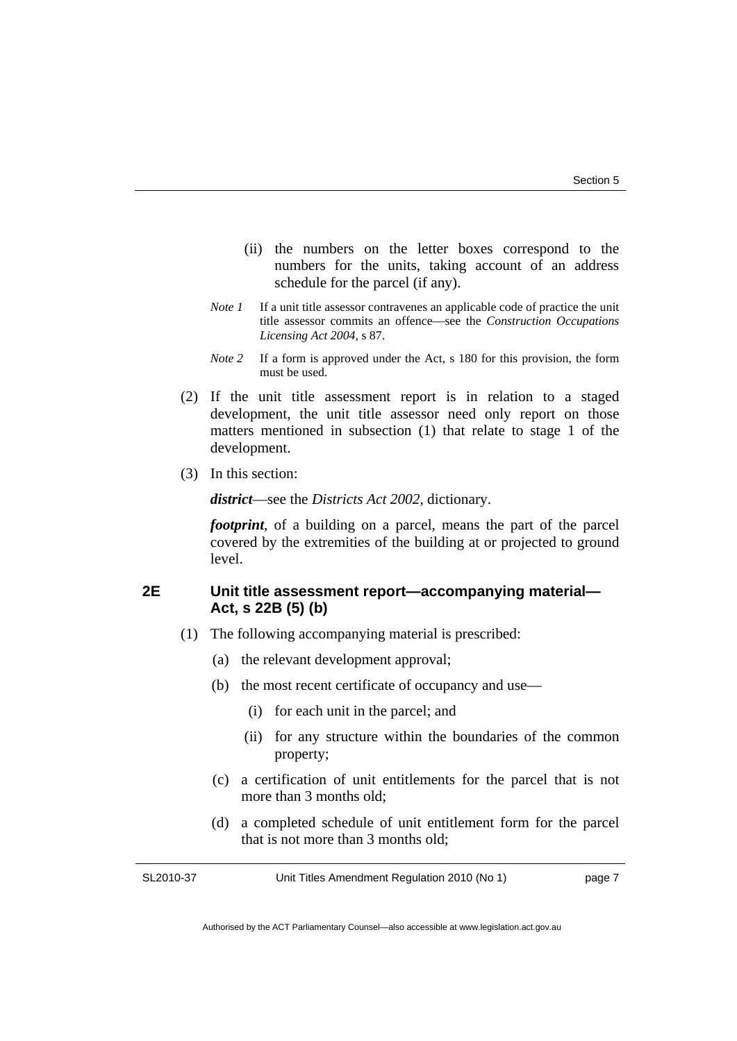(ii) the numbers on the letter boxes correspond to the numbers for the units, taking account of an address schedule for the parcel (if any).

*Note 1* If a unit title assessor contravenes an applicable code of practice the unit title assessor commits an offence—see the *Construction Occupations Licensing Act 2004*, s 87.

*Note 2* If a form is approved under the Act, s 180 for this provision, the form must be used.

(2) If the unit title assessment report is in relation to a staged development, the unit title assessor need only report on those matters mentioned in subsection (1) that relate to stage 1 of the development.

(3) In this section:

***district***—see the *Districts Act 2002*, dictionary.

***footprint***, of a building on a parcel, means the part of the parcel covered by the extremities of the building at or projected to ground level.

### 2E Unit title assessment report—accompanying material—Act, s 22B (5) (b)

(1) The following accompanying material is prescribed:

(a) the relevant development approval;

(b) the most recent certificate of occupancy and use—

(i) for each unit in the parcel; and

(ii) for any structure within the boundaries of the common property;

(c) a certification of unit entitlements for the parcel that is not more than 3 months old;

(d) a completed schedule of unit entitlement form for the parcel that is not more than 3 months old;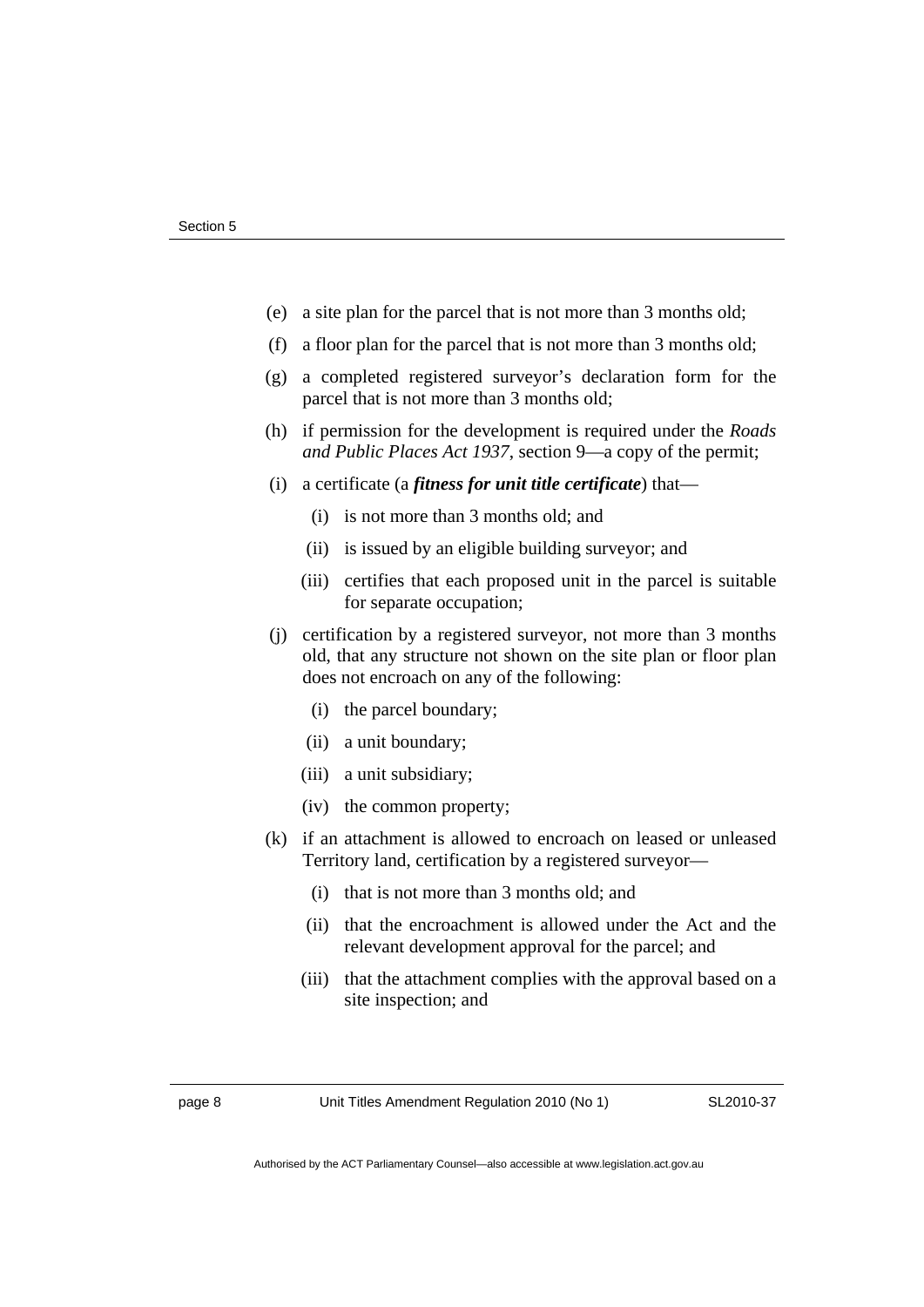(e) a site plan for the parcel that is not more than 3 months old;

(f) a floor plan for the parcel that is not more than 3 months old;

(g) a completed registered surveyor's declaration form for the parcel that is not more than 3 months old;

(h) if permission for the development is required under the *Roads and Public Places Act 1937*, section 9—a copy of the permit;

(i) a certificate (a ***fitness for unit title certificate***) that—

  (i) is not more than 3 months old; and

  (ii) is issued by an eligible building surveyor; and

  (iii) certifies that each proposed unit in the parcel is suitable for separate occupation;

(j) certification by a registered surveyor, not more than 3 months old, that any structure not shown on the site plan or floor plan does not encroach on any of the following:

  (i) the parcel boundary;

  (ii) a unit boundary;

  (iii) a unit subsidiary;

  (iv) the common property;

(k) if an attachment is allowed to encroach on leased or unleased Territory land, certification by a registered surveyor—

  (i) that is not more than 3 months old; and

  (ii) that the encroachment is allowed under the Act and the relevant development approval for the parcel; and

  (iii) that the attachment complies with the approval based on a site inspection; and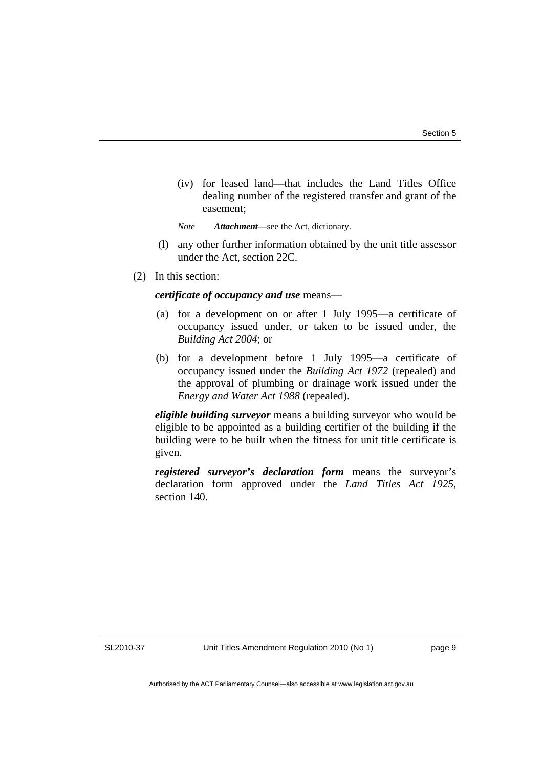(iv) for leased land—that includes the Land Titles Office dealing number of the registered transfer and grant of the easement;

*Note* ***Attachment***—see the Act, dictionary.

(l) any other further information obtained by the unit title assessor under the Act, section 22C.

(2) In this section:

***certificate of occupancy and use*** means—

(a) for a development on or after 1 July 1995—a certificate of occupancy issued under, or taken to be issued under, the *Building Act 2004*; or

(b) for a development before 1 July 1995—a certificate of occupancy issued under the *Building Act 1972* (repealed) and the approval of plumbing or drainage work issued under the *Energy and Water Act 1988* (repealed).

***eligible building surveyor*** means a building surveyor who would be eligible to be appointed as a building certifier of the building if the building were to be built when the fitness for unit title certificate is given.

***registered surveyor's declaration form*** means the surveyor's declaration form approved under the *Land Titles Act 1925*, section 140.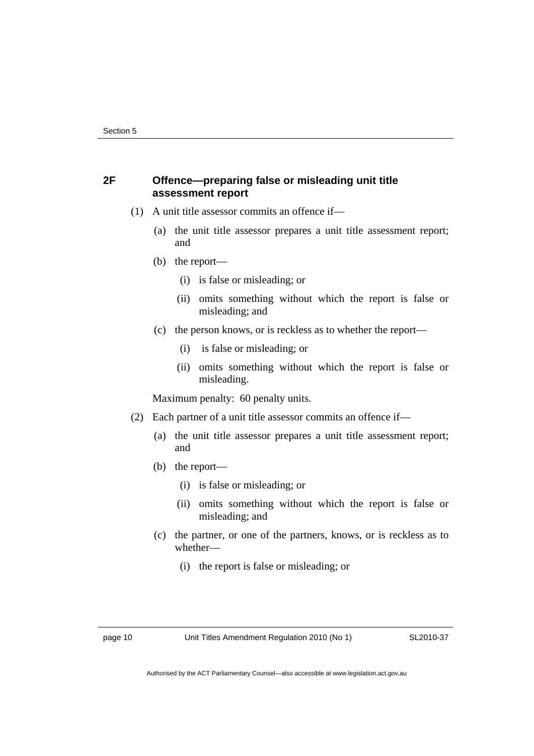### 2F Offence—preparing false or misleading unit title assessment report

(1) A unit title assessor commits an offence if—

(a) the unit title assessor prepares a unit title assessment report; and

(b) the report—

(i) is false or misleading; or

(ii) omits something without which the report is false or misleading; and

(c) the person knows, or is reckless as to whether the report—

(i) is false or misleading; or

(ii) omits something without which the report is false or misleading.

Maximum penalty: 60 penalty units.

(2) Each partner of a unit title assessor commits an offence if—

(a) the unit title assessor prepares a unit title assessment report; and

(b) the report—

(i) is false or misleading; or

(ii) omits something without which the report is false or misleading; and

(c) the partner, or one of the partners, knows, or is reckless as to whether—

(i) the report is false or misleading; or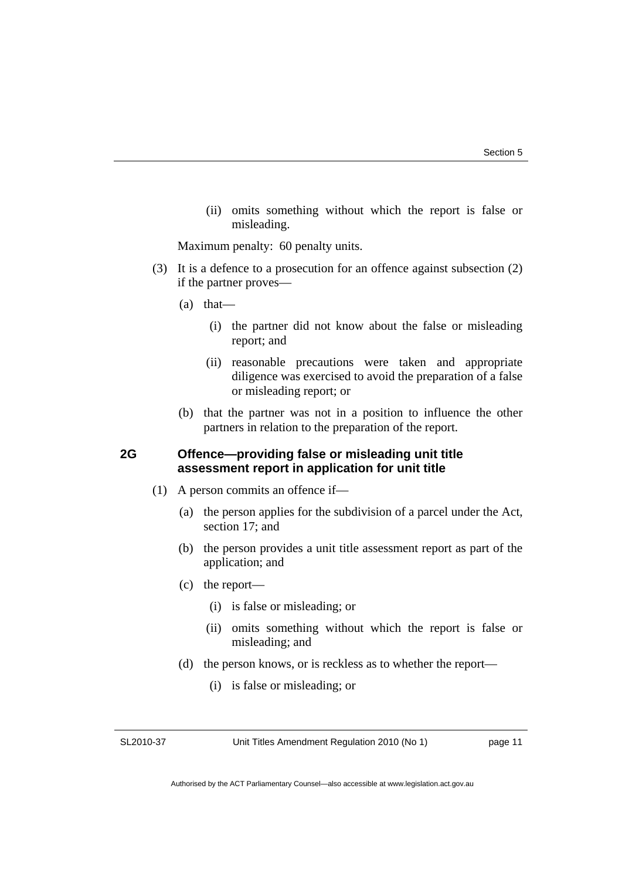(ii) omits something without which the report is false or misleading.

Maximum penalty: 60 penalty units.

(3) It is a defence to a prosecution for an offence against subsection (2) if the partner proves—

(a) that—

(i) the partner did not know about the false or misleading report; and

(ii) reasonable precautions were taken and appropriate diligence was exercised to avoid the preparation of a false or misleading report; or

(b) that the partner was not in a position to influence the other partners in relation to the preparation of the report.

### 2G Offence—providing false or misleading unit title assessment report in application for unit title

(1) A person commits an offence if—

(a) the person applies for the subdivision of a parcel under the Act, section 17; and

(b) the person provides a unit title assessment report as part of the application; and

(c) the report—

(i) is false or misleading; or

(ii) omits something without which the report is false or misleading; and

(d) the person knows, or is reckless as to whether the report—

(i) is false or misleading; or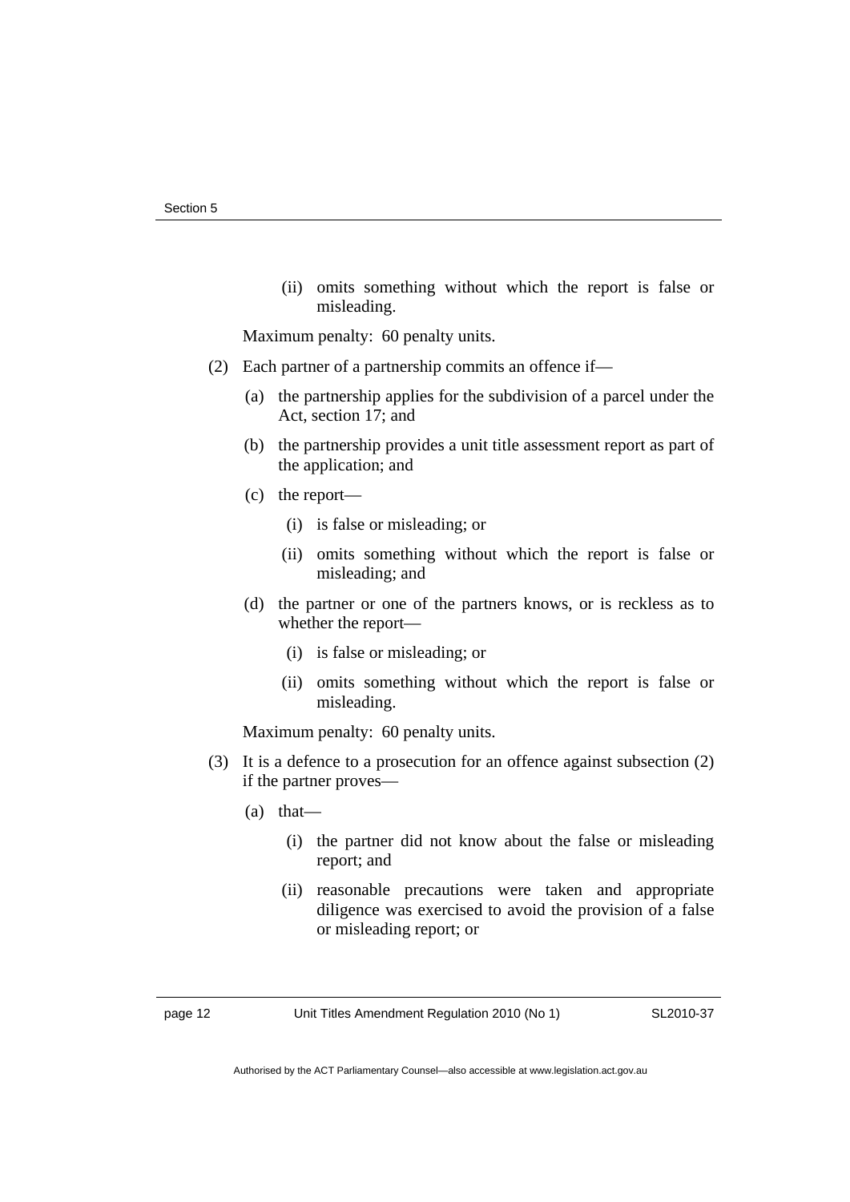(ii) omits something without which the report is false or misleading.

Maximum penalty: 60 penalty units.

(2) Each partner of a partnership commits an offence if—

(a) the partnership applies for the subdivision of a parcel under the Act, section 17; and

(b) the partnership provides a unit title assessment report as part of the application; and

(c) the report—

(i) is false or misleading; or

(ii) omits something without which the report is false or misleading; and

(d) the partner or one of the partners knows, or is reckless as to whether the report—

(i) is false or misleading; or

(ii) omits something without which the report is false or misleading.

Maximum penalty: 60 penalty units.

(3) It is a defence to a prosecution for an offence against subsection (2) if the partner proves—

(a) that—

(i) the partner did not know about the false or misleading report; and

(ii) reasonable precautions were taken and appropriate diligence was exercised to avoid the provision of a false or misleading report; or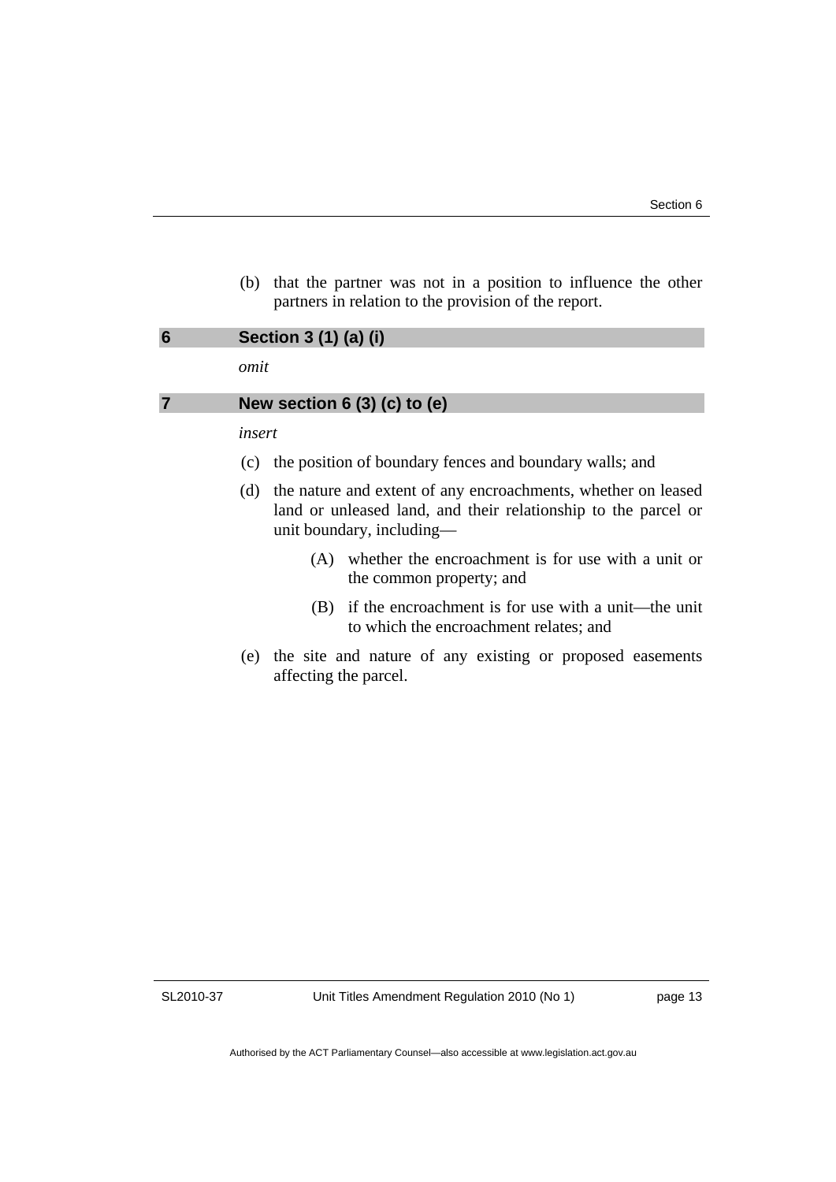(b) that the partner was not in a position to influence the other partners in relation to the provision of the report.

## 6 Section 3 (1) (a) (i)

*omit*

## 7 New section 6 (3) (c) to (e)

*insert*

(c) the position of boundary fences and boundary walls; and

(d) the nature and extent of any encroachments, whether on leased land or unleased land, and their relationship to the parcel or unit boundary, including—

(A) whether the encroachment is for use with a unit or the common property; and

(B) if the encroachment is for use with a unit—the unit to which the encroachment relates; and

(e) the site and nature of any existing or proposed easements affecting the parcel.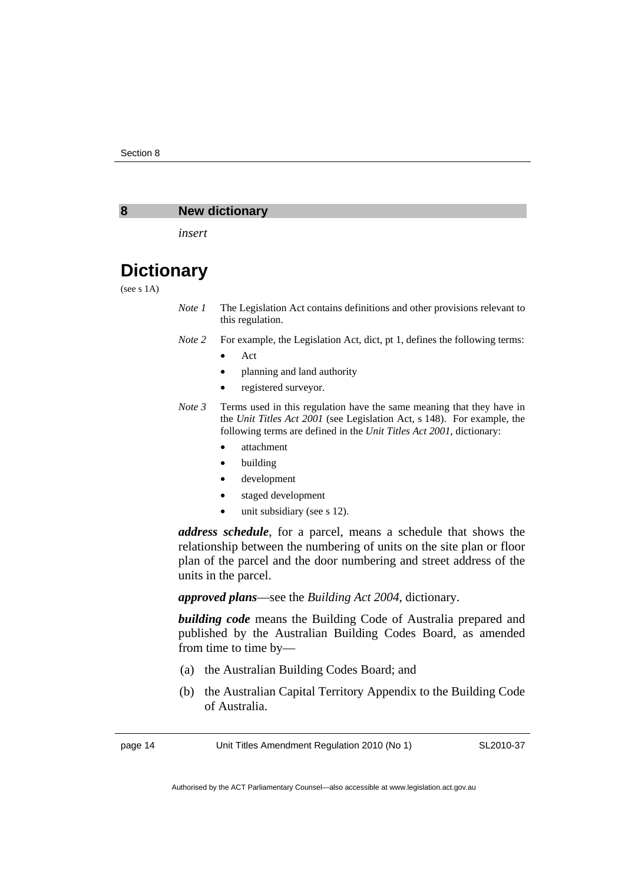## 8 New dictionary

*insert*

# Dictionary

(see s 1A)

*Note 1* The Legislation Act contains definitions and other provisions relevant to this regulation.

*Note 2* For example, the Legislation Act, dict, pt 1, defines the following terms:

- Act
- planning and land authority
- registered surveyor.

*Note 3* Terms used in this regulation have the same meaning that they have in the *Unit Titles Act 2001* (see Legislation Act, s 148). For example, the following terms are defined in the *Unit Titles Act 2001*, dictionary:

- attachment
- building
- development
- staged development
- unit subsidiary (see s 12).

***address schedule***, for a parcel, means a schedule that shows the relationship between the numbering of units on the site plan or floor plan of the parcel and the door numbering and street address of the units in the parcel.

***approved plans***—see the *Building Act 2004*, dictionary.

***building code*** means the Building Code of Australia prepared and published by the Australian Building Codes Board, as amended from time to time by—

(a) the Australian Building Codes Board; and

(b) the Australian Capital Territory Appendix to the Building Code of Australia.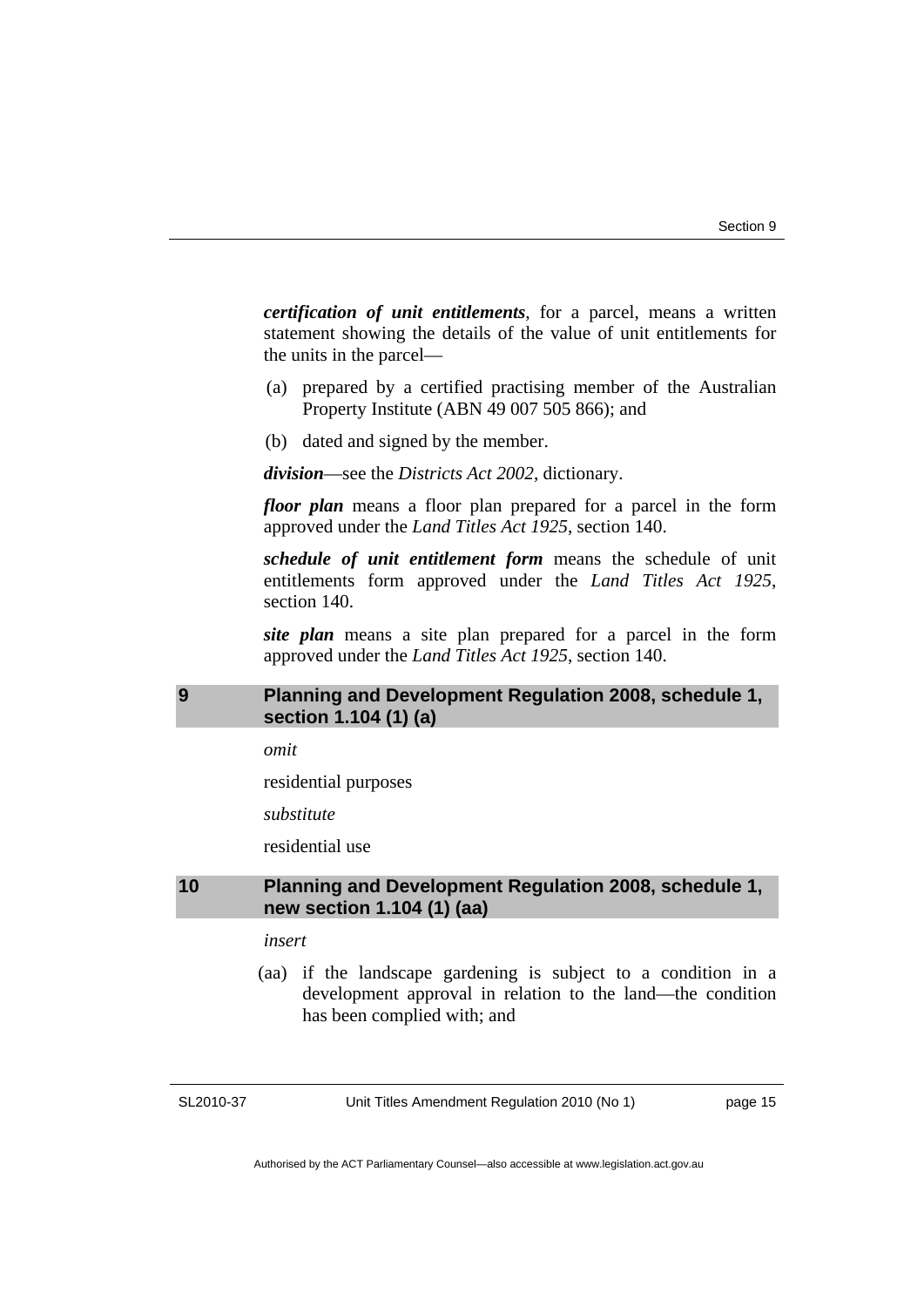***certification of unit entitlements***, for a parcel, means a written statement showing the details of the value of unit entitlements for the units in the parcel—

(a) prepared by a certified practising member of the Australian Property Institute (ABN 49 007 505 866); and

(b) dated and signed by the member.

***division***—see the *Districts Act 2002*, dictionary.

***floor plan*** means a floor plan prepared for a parcel in the form approved under the *Land Titles Act 1925*, section 140.

***schedule of unit entitlement form*** means the schedule of unit entitlements form approved under the *Land Titles Act 1925*, section 140.

***site plan*** means a site plan prepared for a parcel in the form approved under the *Land Titles Act 1925*, section 140.

## 9 Planning and Development Regulation 2008, schedule 1, section 1.104 (1) (a)

*omit*

residential purposes

*substitute*

residential use

## 10 Planning and Development Regulation 2008, schedule 1, new section 1.104 (1) (aa)

*insert*

(aa) if the landscape gardening is subject to a condition in a development approval in relation to the land—the condition has been complied with; and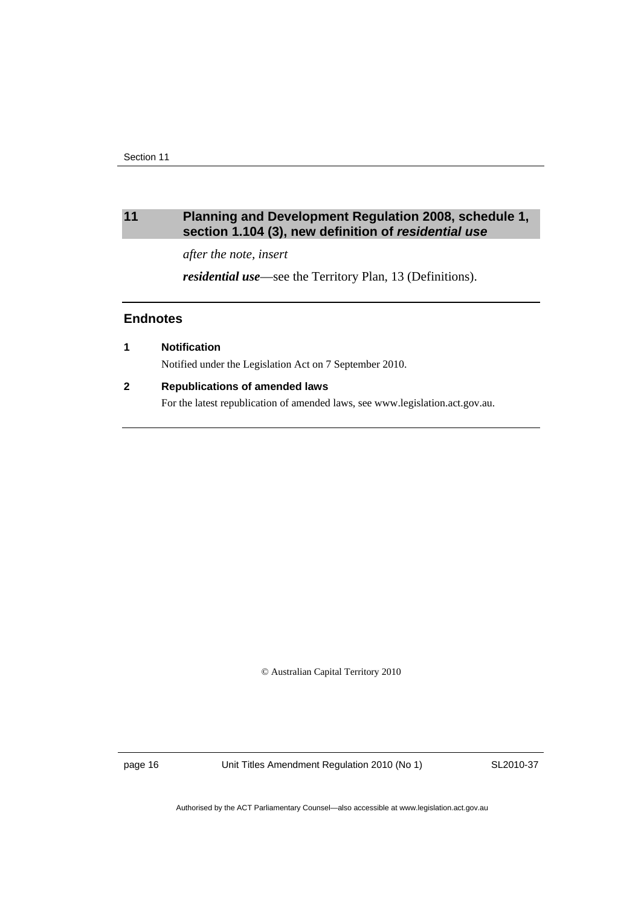## 11 Planning and Development Regulation 2008, schedule 1, section 1.104 (3), new definition of *residential use*

*after the note, insert*

***residential use***—see the Territory Plan, 13 (Definitions).

## Endnotes

### 1 Notification

Notified under the Legislation Act on 7 September 2010.

### 2 Republications of amended laws

For the latest republication of amended laws, see www.legislation.act.gov.au.

© Australian Capital Territory 2010